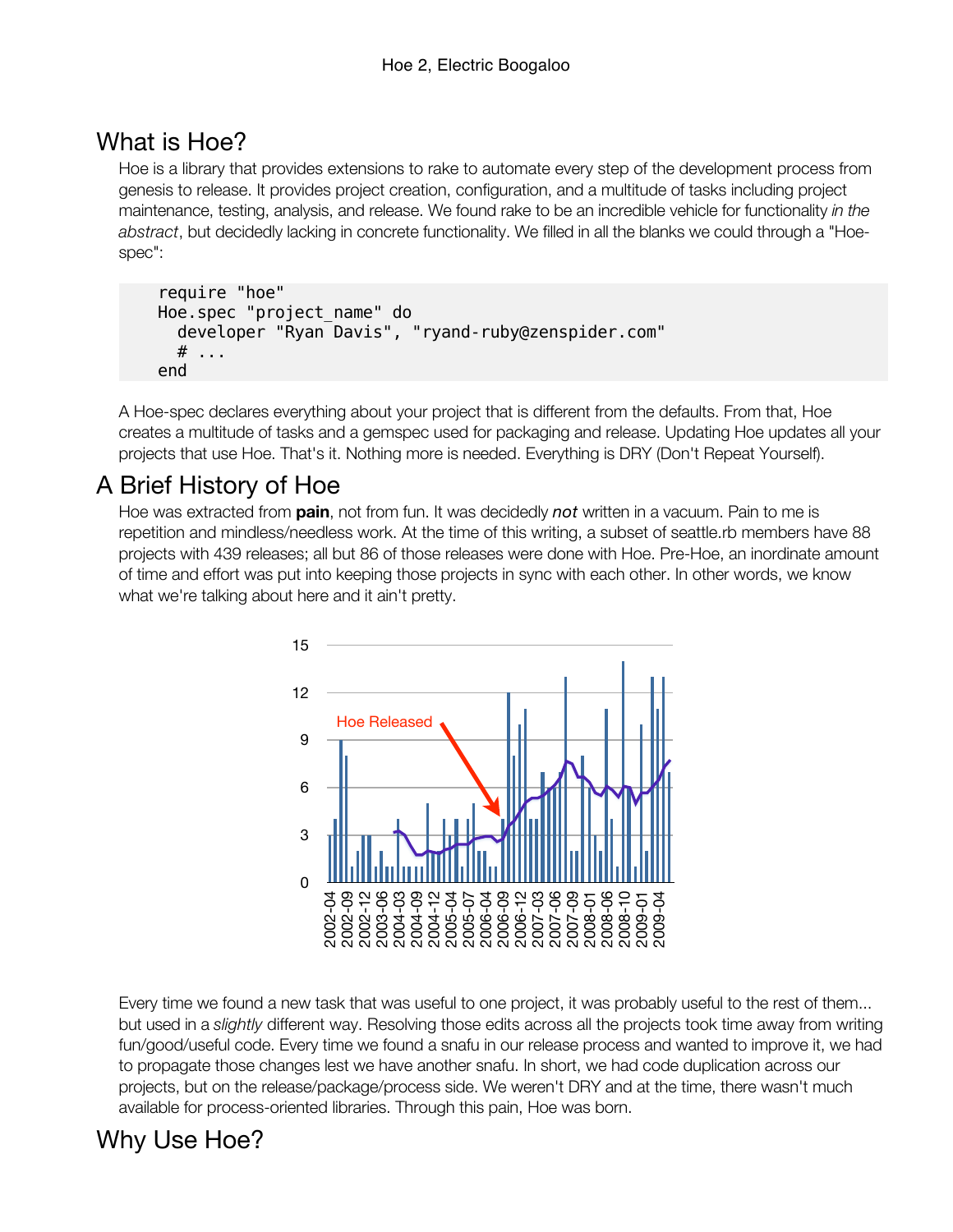# Hoe 2, Electric Boogaloo

## What is Hoe?

Hoe is a library that provides extensions to rake to automate every step of the development process from genesis to release. It provides project creation, configuration, and a multitude of tasks including project maintenance, testing, analysis, and release. We found rake to be an incredible vehicle for functionality *in the abstract*, but decidedly lacking in concrete functionality. We filled in all the blanks we could through a "Hoe-spec":

```
require "hoe"
Hoe.spec "project_name" do
  developer "Ryan Davis", "ryand-ruby@zenspider.com"
  # ...
end
```

A Hoe-spec declares everything about your project that is different from the defaults. From that, Hoe creates a multitude of tasks and a gemspec used for packaging and release. Updating Hoe updates all your projects that use Hoe. That's it. Nothing more is needed. Everything is DRY (Don't Repeat Yourself).

## A Brief History of Hoe

Hoe was extracted from **pain**, not from fun. It was decidedly ***not*** written in a vacuum. Pain to me is repetition and mindless/needless work. At the time of this writing, a subset of seattle.rb members have 88 projects with 439 releases; all but 86 of those releases were done with Hoe. Pre-Hoe, an inordinate amount of time and effort was put into keeping those projects in sync with each other. In other words, we know what we're talking about here and it ain't pretty.

Every time we found a new task that was useful to one project, it was probably useful to the rest of them... but used in a *slightly* different way. Resolving those edits across all the projects took time away from writing fun/good/useful code. Every time we found a snafu in our release process and wanted to improve it, we had to propagate those changes lest we have another snafu. In short, we had code duplication across our projects, but on the release/package/process side. We weren't DRY and at the time, there wasn't much available for process-oriented libraries. Through this pain, Hoe was born.

## Why Use Hoe?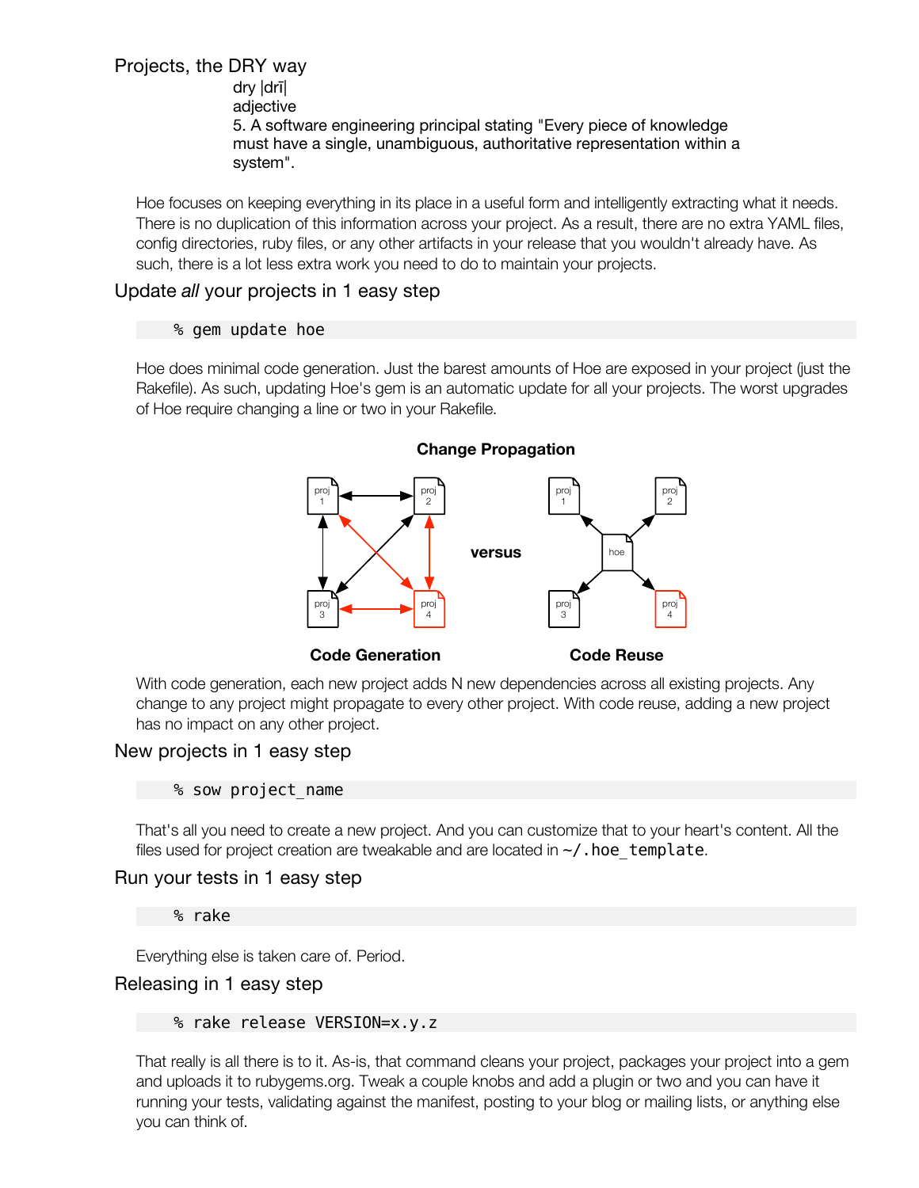## Projects, the DRY way

> dry |drī|
> adjective
> 5. A software engineering principal stating "Every piece of knowledge must have a single, unambiguous, authoritative representation within a system".

Hoe focuses on keeping everything in its place in a useful form and intelligently extracting what it needs. There is no duplication of this information across your project. As a result, there are no extra YAML files, config directories, ruby files, or any other artifacts in your release that you wouldn't already have. As such, there is a lot less extra work you need to do to maintain your projects.

## Update *all* your projects in 1 easy step

```
% gem update hoe
```

Hoe does minimal code generation. Just the barest amounts of Hoe are exposed in your project (just the Rakefile). As such, updating Hoe's gem is an automatic update for all your projects. The worst upgrades of Hoe require changing a line or two in your Rakefile.

**Change Propagation**

proj 1, proj 2, proj 3, proj 4 — **versus** — hoe, proj 1, proj 2, proj 3, proj 4

**Code Generation** **Code Reuse**

With code generation, each new project adds N new dependencies across all existing projects. Any change to any project might propagate to every other project. With code reuse, adding a new project has no impact on any other project.

## New projects in 1 easy step

```
% sow project_name
```

That's all you need to create a new project. And you can customize that to your heart's content. All the files used for project creation are tweakable and are located in `~/.hoe_template`.

## Run your tests in 1 easy step

```
% rake
```

Everything else is taken care of. Period.

## Releasing in 1 easy step

```
% rake release VERSION=x.y.z
```

That really is all there is to it. As-is, that command cleans your project, packages your project into a gem and uploads it to rubygems.org. Tweak a couple knobs and add a plugin or two and you can have it running your tests, validating against the manifest, posting to your blog or mailing lists, or anything else you can think of.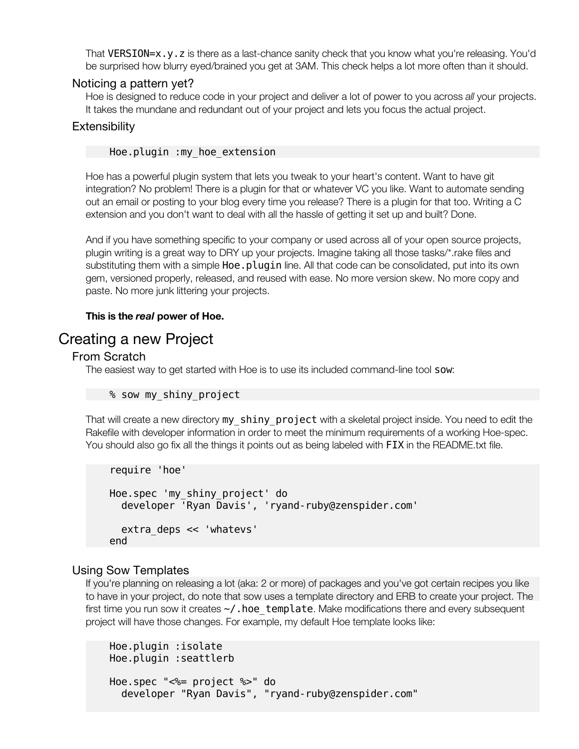That `VERSION=x.y.z` is there as a last-chance sanity check that you know what you're releasing. You'd be surprised how blurry eyed/brained you get at 3AM. This check helps a lot more often than it should.

### Noticing a pattern yet?

Hoe is designed to reduce code in your project and deliver a lot of power to you across *all* your projects. It takes the mundane and redundant out of your project and lets you focus the actual project.

### Extensibility

```
Hoe.plugin :my_hoe_extension
```

Hoe has a powerful plugin system that lets you tweak to your heart's content. Want to have git integration? No problem! There is a plugin for that or whatever VC you like. Want to automate sending out an email or posting to your blog every time you release? There is a plugin for that too. Writing a C extension and you don't want to deal with all the hassle of getting it set up and built? Done.

And if you have something specific to your company or used across all of your open source projects, plugin writing is a great way to DRY up your projects. Imagine taking all those tasks/*.rake files and substituting them with a simple `Hoe.plugin` line. All that code can be consolidated, put into its own gem, versioned properly, released, and reused with ease. No more version skew. No more copy and paste. No more junk littering your projects.

**This is the *real* power of Hoe.**

## Creating a new Project

### From Scratch

The easiest way to get started with Hoe is to use its included command-line tool `sow`:

```
% sow my_shiny_project
```

That will create a new directory `my_shiny_project` with a skeletal project inside. You need to edit the Rakefile with developer information in order to meet the minimum requirements of a working Hoe-spec. You should also go fix all the things it points out as being labeled with `FIX` in the README.txt file.

```
require 'hoe'

Hoe.spec 'my_shiny_project' do
  developer 'Ryan Davis', 'ryand-ruby@zenspider.com'

  extra_deps << 'whatevs'
end
```

### Using Sow Templates

If you're planning on releasing a lot (aka: 2 or more) of packages and you've got certain recipes you like to have in your project, do note that sow uses a template directory and ERB to create your project. The first time you run sow it creates `~/.hoe_template`. Make modifications there and every subsequent project will have those changes. For example, my default Hoe template looks like:

```
Hoe.plugin :isolate
Hoe.plugin :seattlerb

Hoe.spec "<%= project %>" do
  developer "Ryan Davis", "ryand-ruby@zenspider.com"
```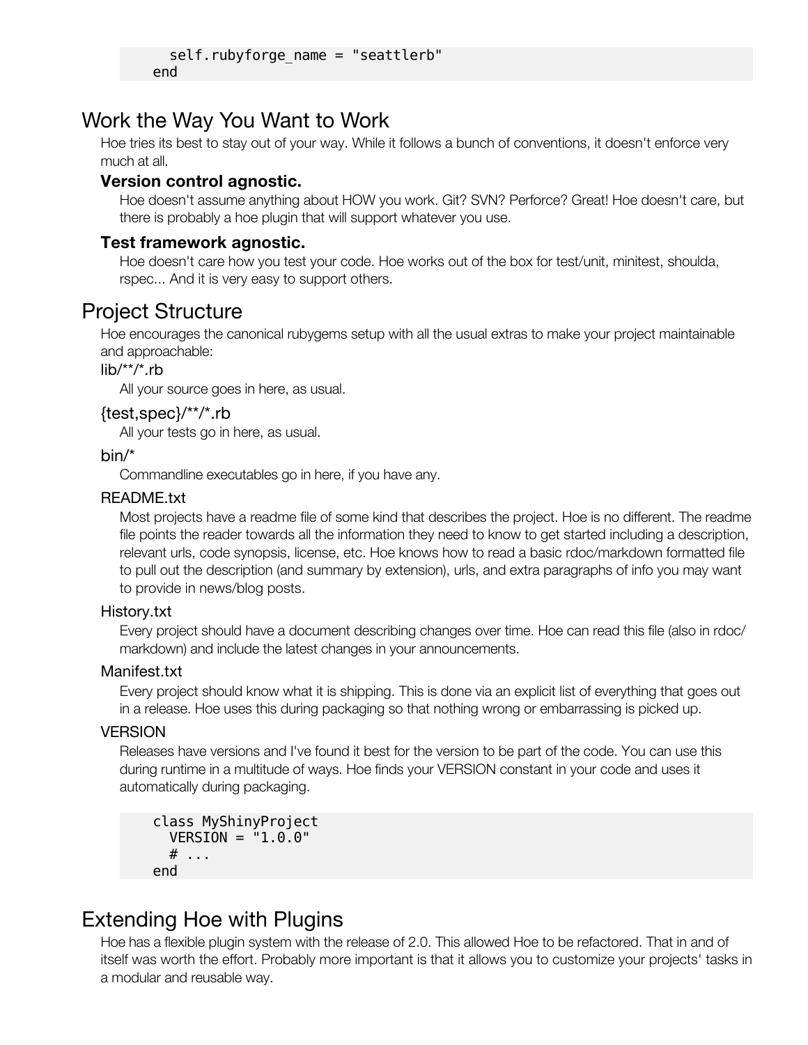```
    self.rubyforge_name = "seattlerb"
  end
```

## Work the Way You Want to Work

Hoe tries its best to stay out of your way. While it follows a bunch of conventions, it doesn't enforce very much at all.

### Version control agnostic.

Hoe doesn't assume anything about HOW you work. Git? SVN? Perforce? Great! Hoe doesn't care, but there is probably a hoe plugin that will support whatever you use.

### Test framework agnostic.

Hoe doesn't care how you test your code. Hoe works out of the box for test/unit, minitest, shoulda, rspec... And it is very easy to support others.

## Project Structure

Hoe encourages the canonical rubygems setup with all the usual extras to make your project maintainable and approachable:

#### lib/**/*.rb

All your source goes in here, as usual.

#### {test,spec}/**/*.rb

All your tests go in here, as usual.

#### bin/*

Commandline executables go in here, if you have any.

#### README.txt

Most projects have a readme file of some kind that describes the project. Hoe is no different. The readme file points the reader towards all the information they need to know to get started including a description, relevant urls, code synopsis, license, etc. Hoe knows how to read a basic rdoc/markdown formatted file to pull out the description (and summary by extension), urls, and extra paragraphs of info you may want to provide in news/blog posts.

#### History.txt

Every project should have a document describing changes over time. Hoe can read this file (also in rdoc/markdown) and include the latest changes in your announcements.

#### Manifest.txt

Every project should know what it is shipping. This is done via an explicit list of everything that goes out in a release. Hoe uses this during packaging so that nothing wrong or embarrassing is picked up.

#### VERSION

Releases have versions and I've found it best for the version to be part of the code. You can use this during runtime in a multitude of ways. Hoe finds your VERSION constant in your code and uses it automatically during packaging.

```
class MyShinyProject
  VERSION = "1.0.0"
  # ...
end
```

## Extending Hoe with Plugins

Hoe has a flexible plugin system with the release of 2.0. This allowed Hoe to be refactored. That in and of itself was worth the effort. Probably more important is that it allows you to customize your projects' tasks in a modular and reusable way.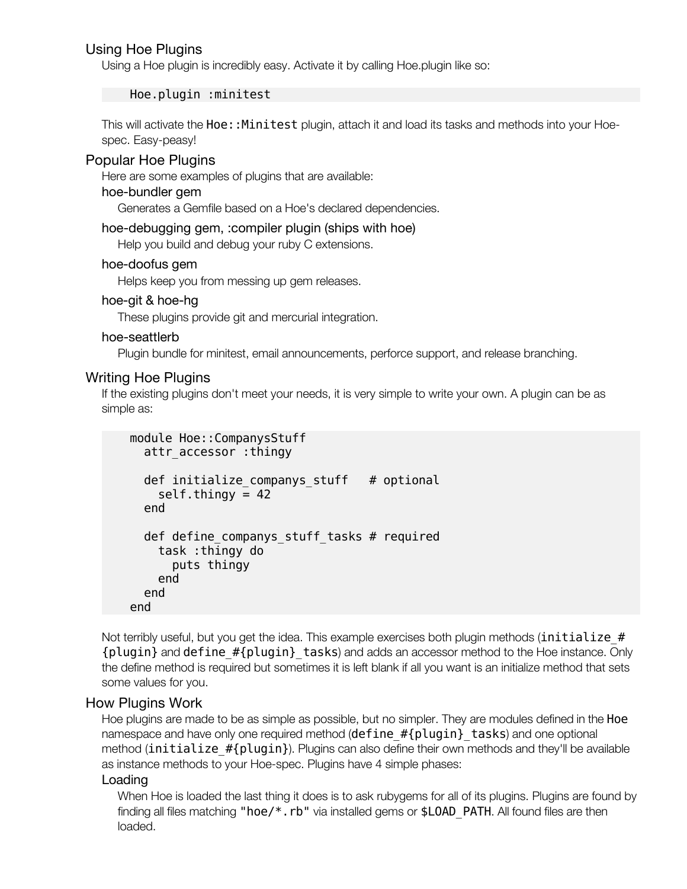## Using Hoe Plugins

Using a Hoe plugin is incredibly easy. Activate it by calling Hoe.plugin like so:

```
Hoe.plugin :minitest
```

This will activate the `Hoe::Minitest` plugin, attach it and load its tasks and methods into your Hoe-spec. Easy-peasy!

## Popular Hoe Plugins

Here are some examples of plugins that are available:

### hoe-bundler gem

Generates a Gemfile based on a Hoe's declared dependencies.

### hoe-debugging gem, :compiler plugin (ships with hoe)

Help you build and debug your ruby C extensions.

### hoe-doofus gem

Helps keep you from messing up gem releases.

### hoe-git & hoe-hg

These plugins provide git and mercurial integration.

### hoe-seattlerb

Plugin bundle for minitest, email announcements, perforce support, and release branching.

## Writing Hoe Plugins

If the existing plugins don't meet your needs, it is very simple to write your own. A plugin can be as simple as:

```
module Hoe::CompanysStuff
  attr_accessor :thingy

  def initialize_companys_stuff   # optional
    self.thingy = 42
  end

  def define_companys_stuff_tasks # required
    task :thingy do
      puts thingy
    end
  end
end
```

Not terribly useful, but you get the idea. This example exercises both plugin methods (`initialize_#{plugin}` and `define_#{plugin}_tasks`) and adds an accessor method to the Hoe instance. Only the define method is required but sometimes it is left blank if all you want is an initialize method that sets some values for you.

## How Plugins Work

Hoe plugins are made to be as simple as possible, but no simpler. They are modules defined in the `Hoe` namespace and have only one required method (`define_#{plugin}_tasks`) and one optional method (`initialize_#{plugin}`). Plugins can also define their own methods and they'll be available as instance methods to your Hoe-spec. Plugins have 4 simple phases:

### Loading

When Hoe is loaded the last thing it does is to ask rubygems for all of its plugins. Plugins are found by finding all files matching `"hoe/*.rb"` via installed gems or `$LOAD_PATH`. All found files are then loaded.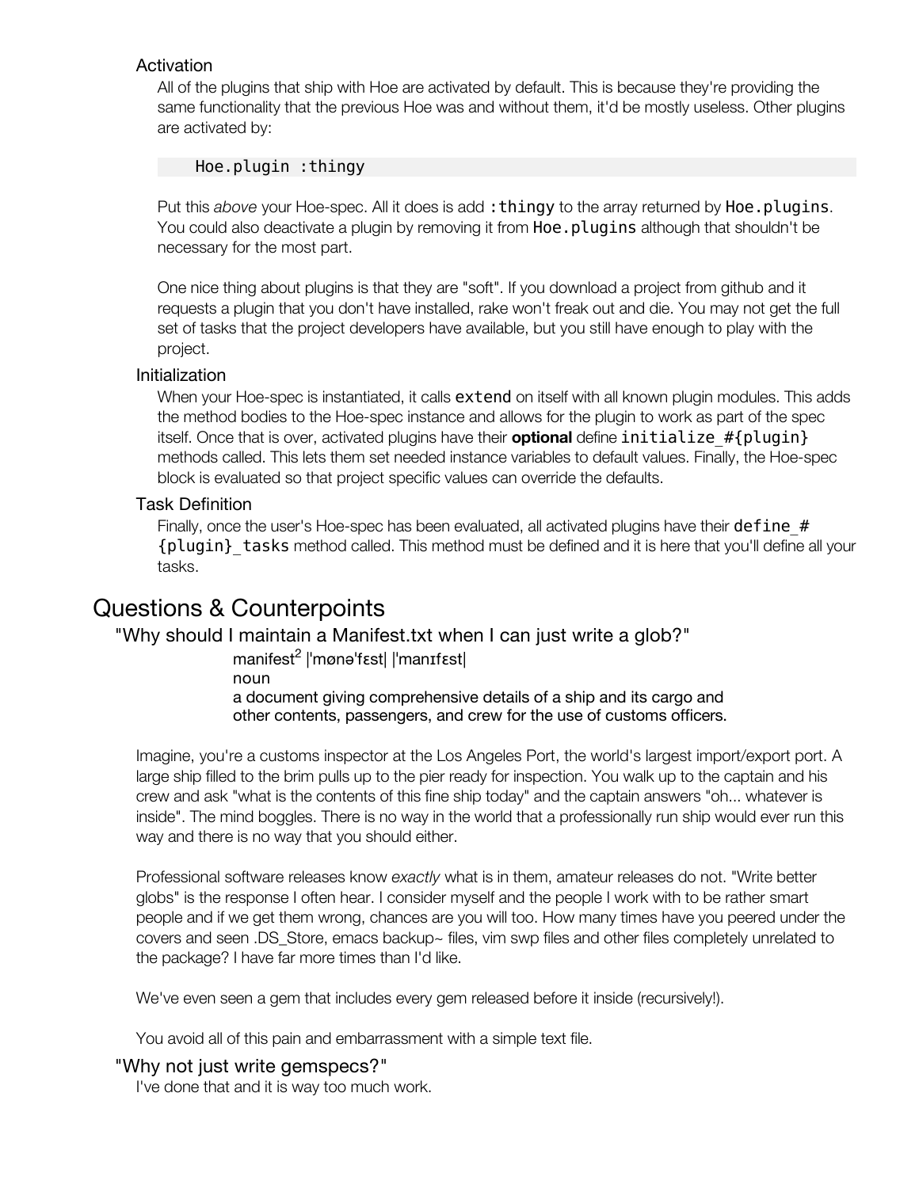### Activation

All of the plugins that ship with Hoe are activated by default. This is because they're providing the same functionality that the previous Hoe was and without them, it'd be mostly useless. Other plugins are activated by:

```
Hoe.plugin :thingy
```

Put this *above* your Hoe-spec. All it does is add `:thingy` to the array returned by `Hoe.plugins`. You could also deactivate a plugin by removing it from `Hoe.plugins` although that shouldn't be necessary for the most part.

One nice thing about plugins is that they are "soft". If you download a project from github and it requests a plugin that you don't have installed, rake won't freak out and die. You may not get the full set of tasks that the project developers have available, but you still have enough to play with the project.

### Initialization

When your Hoe-spec is instantiated, it calls `extend` on itself with all known plugin modules. This adds the method bodies to the Hoe-spec instance and allows for the plugin to work as part of the spec itself. Once that is over, activated plugins have their **optional** define `initialize_#{plugin}` methods called. This lets them set needed instance variables to default values. Finally, the Hoe-spec block is evaluated so that project specific values can override the defaults.

### Task Definition

Finally, once the user's Hoe-spec has been evaluated, all activated plugins have their `define_#{plugin}_tasks` method called. This method must be defined and it is here that you'll define all your tasks.

## Questions & Counterpoints

### "Why should I maintain a Manifest.txt when I can just write a glob?"

> manifest[2] |ˈmønəˈfɛst| |ˈmanɪfɛst|
> noun
> a document giving comprehensive details of a ship and its cargo and other contents, passengers, and crew for the use of customs officers.

Imagine, you're a customs inspector at the Los Angeles Port, the world's largest import/export port. A large ship filled to the brim pulls up to the pier ready for inspection. You walk up to the captain and his crew and ask "what is the contents of this fine ship today" and the captain answers "oh... whatever is inside". The mind boggles. There is no way in the world that a professionally run ship would ever run this way and there is no way that you should either.

Professional software releases know *exactly* what is in them, amateur releases do not. "Write better globs" is the response I often hear. I consider myself and the people I work with to be rather smart people and if we get them wrong, chances are you will too. How many times have you peered under the covers and seen .DS_Store, emacs backup~ files, vim swp files and other files completely unrelated to the package? I have far more times than I'd like.

We've even seen a gem that includes every gem released before it inside (recursively!).

You avoid all of this pain and embarrassment with a simple text file.

### "Why not just write gemspecs?"

I've done that and it is way too much work.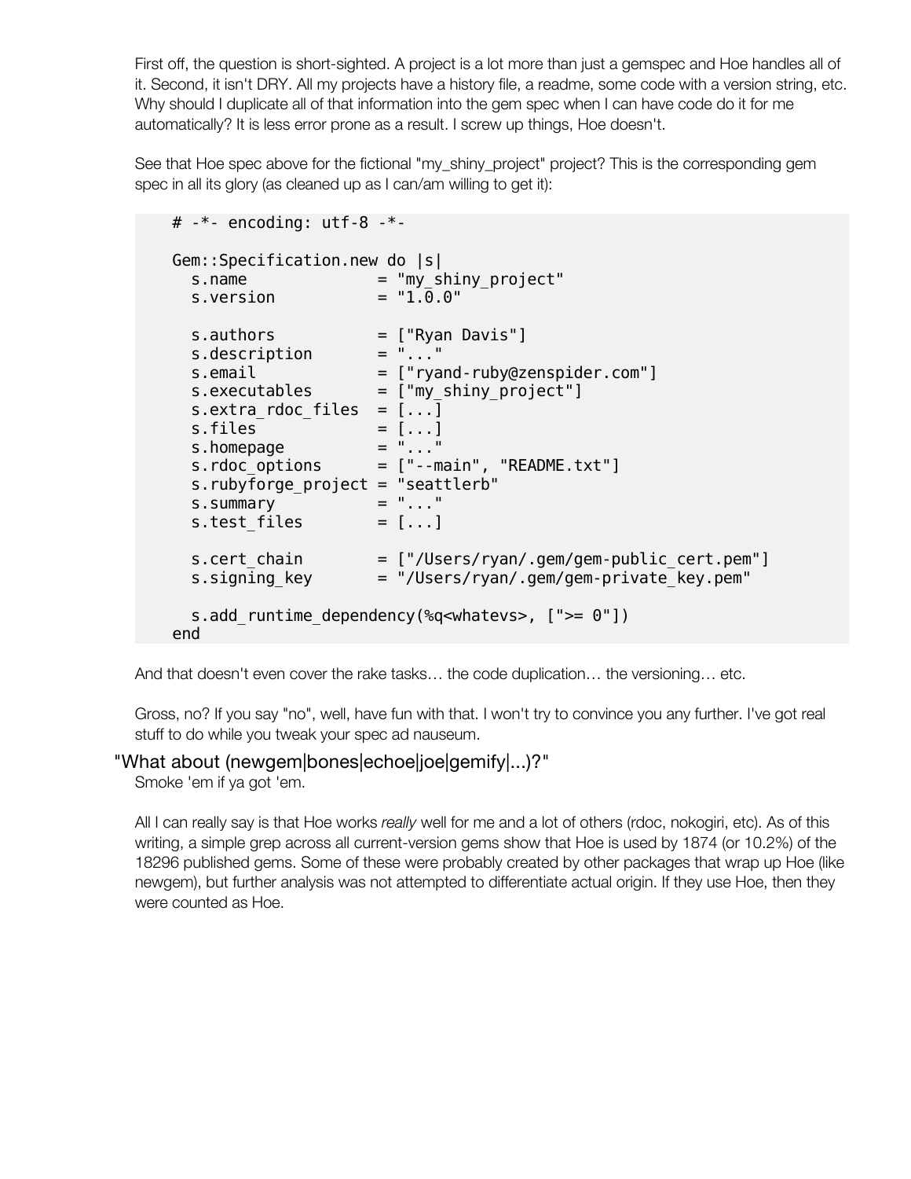First off, the question is short-sighted. A project is a lot more than just a gemspec and Hoe handles all of it. Second, it isn't DRY. All my projects have a history file, a readme, some code with a version string, etc. Why should I duplicate all of that information into the gem spec when I can have code do it for me automatically? It is less error prone as a result. I screw up things, Hoe doesn't.

See that Hoe spec above for the fictional "my_shiny_project" project? This is the corresponding gem spec in all its glory (as cleaned up as I can/am willing to get it):

```
# -*- encoding: utf-8 -*-

Gem::Specification.new do |s|
  s.name              = "my_shiny_project"
  s.version           = "1.0.0"

  s.authors           = ["Ryan Davis"]
  s.description       = "..."
  s.email             = ["ryand-ruby@zenspider.com"]
  s.executables       = ["my_shiny_project"]
  s.extra_rdoc_files  = [...]
  s.files             = [...]
  s.homepage          = "..."
  s.rdoc_options      = ["--main", "README.txt"]
  s.rubyforge_project = "seattlerb"
  s.summary           = "..."
  s.test_files        = [...]

  s.cert_chain        = ["/Users/ryan/.gem/gem-public_cert.pem"]
  s.signing_key       = "/Users/ryan/.gem/gem-private_key.pem"

  s.add_runtime_dependency(%q<whatevs>, [">= 0"])
end
```

And that doesn't even cover the rake tasks… the code duplication… the versioning… etc.

Gross, no? If you say "no", well, have fun with that. I won't try to convince you any further. I've got real stuff to do while you tweak your spec ad nauseum.

### "What about (newgem|bones|echoe|joe|gemify|...)?"

Smoke 'em if ya got 'em.

All I can really say is that Hoe works *really* well for me and a lot of others (rdoc, nokogiri, etc). As of this writing, a simple grep across all current-version gems show that Hoe is used by 1874 (or 10.2%) of the 18296 published gems. Some of these were probably created by other packages that wrap up Hoe (like newgem), but further analysis was not attempted to differentiate actual origin. If they use Hoe, then they were counted as Hoe.